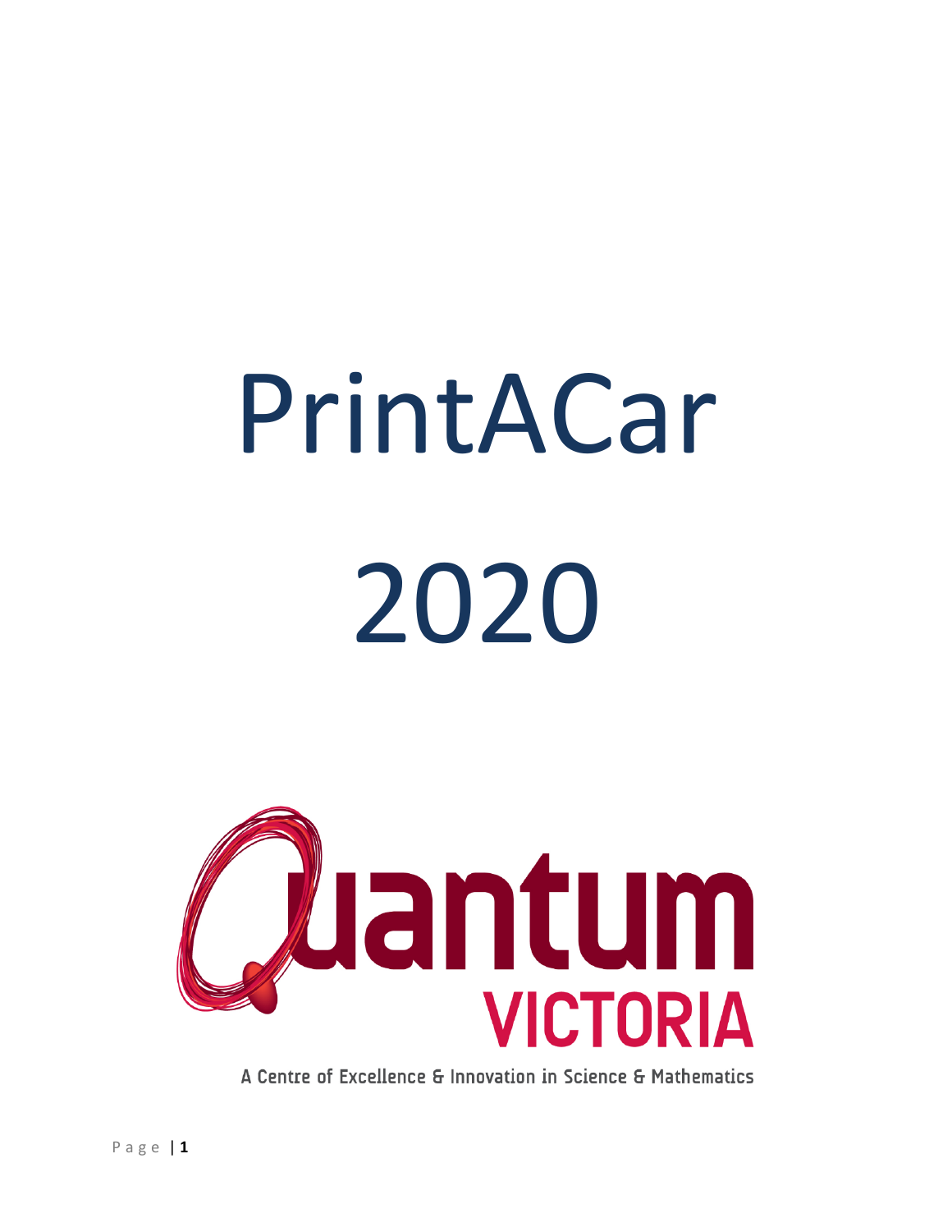# PrintACar

# 2020

Quantum VICTORIA

A Centre of Excellence & Innovation in Science & Mathematics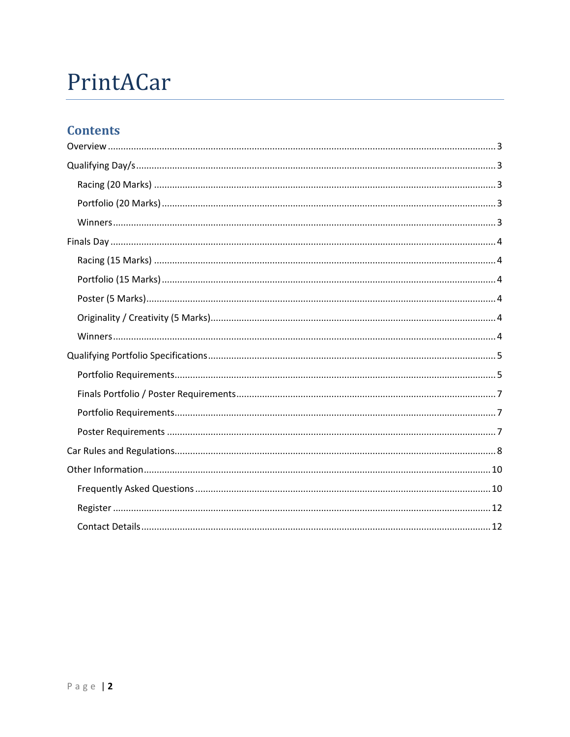# PrintACar

## Contents

- Overview ..... 3
- Qualifying Day/s ..... 3
  - Racing (20 Marks) ..... 3
  - Portfolio (20 Marks) ..... 3
  - Winners ..... 3
- Finals Day ..... 4
  - Racing (15 Marks) ..... 4
  - Portfolio (15 Marks) ..... 4
  - Poster (5 Marks) ..... 4
  - Originality / Creativity (5 Marks) ..... 4
  - Winners ..... 4
- Qualifying Portfolio Specifications ..... 5
  - Portfolio Requirements ..... 5
  - Finals Portfolio / Poster Requirements ..... 7
  - Portfolio Requirements ..... 7
  - Poster Requirements ..... 7
- Car Rules and Regulations ..... 8
- Other Information ..... 10
  - Frequently Asked Questions ..... 10
  - Register ..... 12
  - Contact Details ..... 12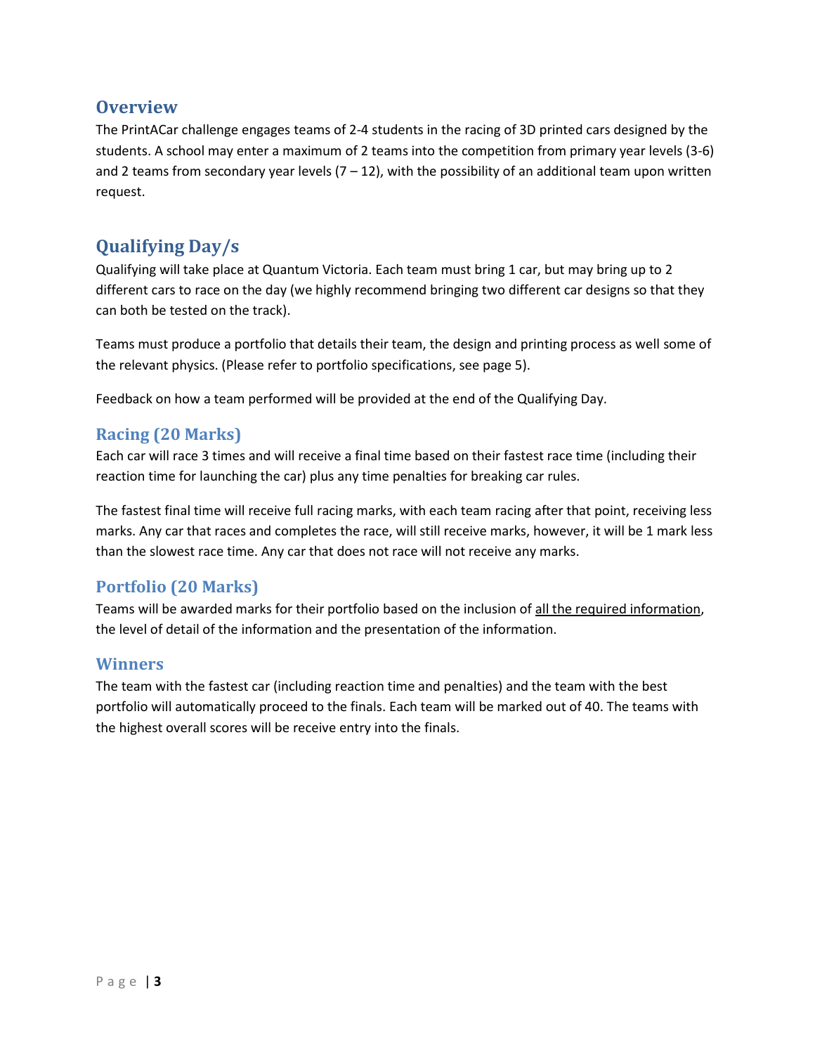## Overview

The PrintACar challenge engages teams of 2-4 students in the racing of 3D printed cars designed by the students. A school may enter a maximum of 2 teams into the competition from primary year levels (3-6) and 2 teams from secondary year levels (7 – 12), with the possibility of an additional team upon written request.

## Qualifying Day/s

Qualifying will take place at Quantum Victoria. Each team must bring 1 car, but may bring up to 2 different cars to race on the day (we highly recommend bringing two different car designs so that they can both be tested on the track).

Teams must produce a portfolio that details their team, the design and printing process as well some of the relevant physics. (Please refer to portfolio specifications, see page 5).

Feedback on how a team performed will be provided at the end of the Qualifying Day.

### Racing (20 Marks)

Each car will race 3 times and will receive a final time based on their fastest race time (including their reaction time for launching the car) plus any time penalties for breaking car rules.

The fastest final time will receive full racing marks, with each team racing after that point, receiving less marks. Any car that races and completes the race, will still receive marks, however, it will be 1 mark less than the slowest race time. Any car that does not race will not receive any marks.

### Portfolio (20 Marks)

Teams will be awarded marks for their portfolio based on the inclusion of <u>all the required information</u>, the level of detail of the information and the presentation of the information.

### Winners

The team with the fastest car (including reaction time and penalties) and the team with the best portfolio will automatically proceed to the finals. Each team will be marked out of 40. The teams with the highest overall scores will be receive entry into the finals.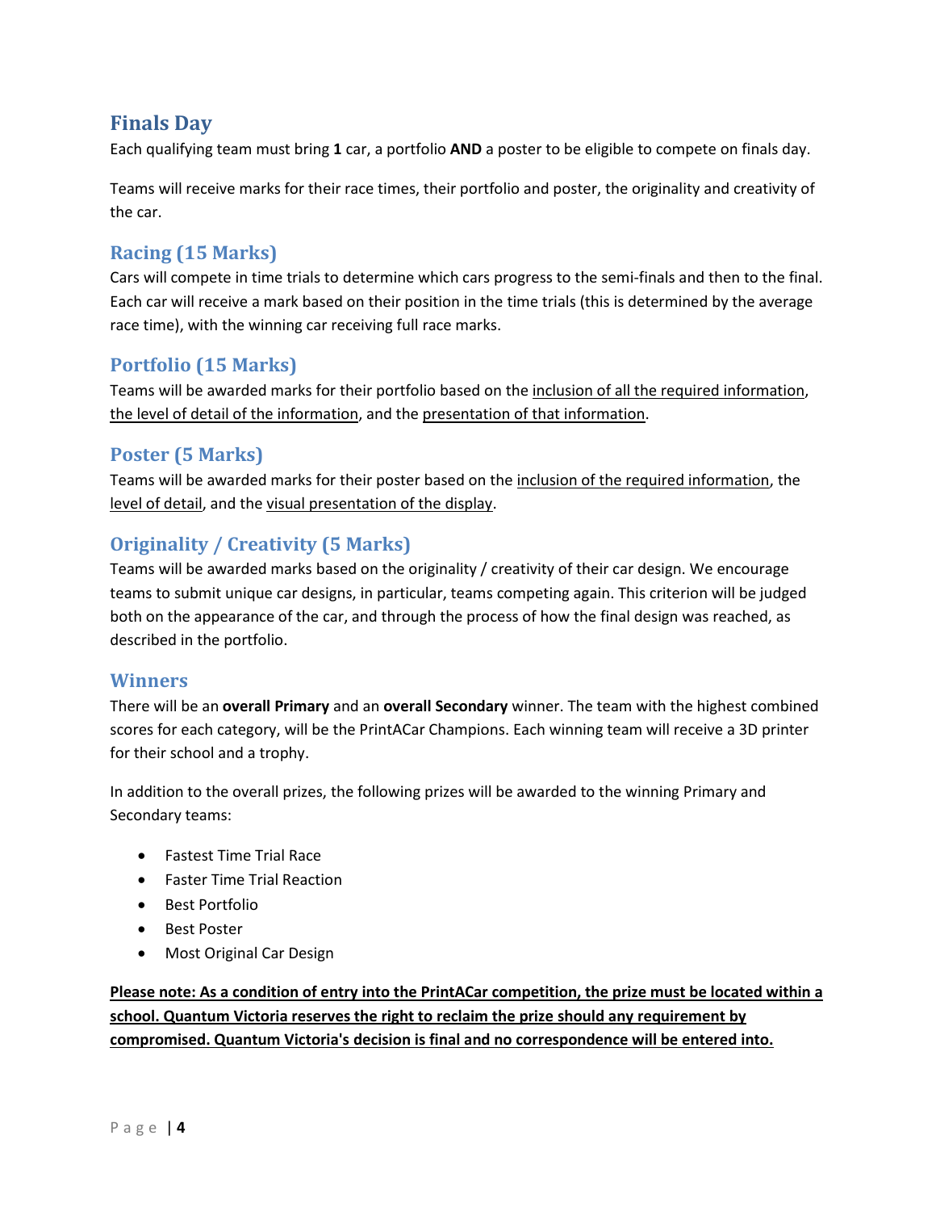## Finals Day

Each qualifying team must bring **1** car, a portfolio **AND** a poster to be eligible to compete on finals day.

Teams will receive marks for their race times, their portfolio and poster, the originality and creativity of the car.

### Racing (15 Marks)

Cars will compete in time trials to determine which cars progress to the semi-finals and then to the final. Each car will receive a mark based on their position in the time trials (this is determined by the average race time), with the winning car receiving full race marks.

### Portfolio (15 Marks)

Teams will be awarded marks for their portfolio based on the inclusion of all the required information, the level of detail of the information, and the presentation of that information.

### Poster (5 Marks)

Teams will be awarded marks for their poster based on the inclusion of the required information, the level of detail, and the visual presentation of the display.

### Originality / Creativity (5 Marks)

Teams will be awarded marks based on the originality / creativity of their car design. We encourage teams to submit unique car designs, in particular, teams competing again. This criterion will be judged both on the appearance of the car, and through the process of how the final design was reached, as described in the portfolio.

### Winners

There will be an **overall Primary** and an **overall Secondary** winner. The team with the highest combined scores for each category, will be the PrintACar Champions. Each winning team will receive a 3D printer for their school and a trophy.

In addition to the overall prizes, the following prizes will be awarded to the winning Primary and Secondary teams:

- Fastest Time Trial Race
- Faster Time Trial Reaction
- Best Portfolio
- Best Poster
- Most Original Car Design

**Please note: As a condition of entry into the PrintACar competition, the prize must be located within a school. Quantum Victoria reserves the right to reclaim the prize should any requirement by compromised. Quantum Victoria's decision is final and no correspondence will be entered into.**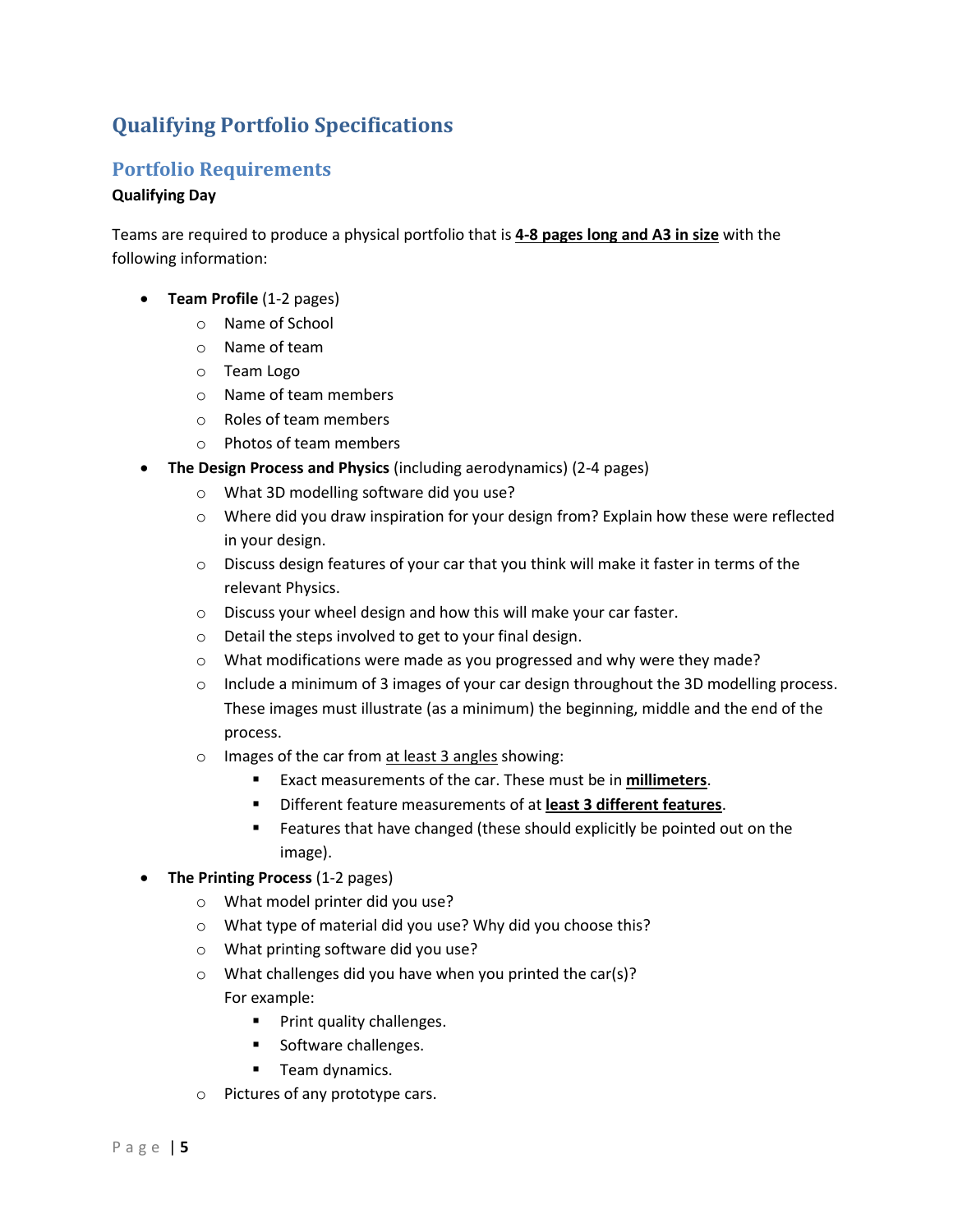## Qualifying Portfolio Specifications

### Portfolio Requirements

**Qualifying Day**

Teams are required to produce a physical portfolio that is **4-8 pages long and A3 in size** with the following information:

- **Team Profile** (1-2 pages)
  - Name of School
  - Name of team
  - Team Logo
  - Name of team members
  - Roles of team members
  - Photos of team members
- **The Design Process and Physics** (including aerodynamics) (2-4 pages)
  - What 3D modelling software did you use?
  - Where did you draw inspiration for your design from? Explain how these were reflected in your design.
  - Discuss design features of your car that you think will make it faster in terms of the relevant Physics.
  - Discuss your wheel design and how this will make your car faster.
  - Detail the steps involved to get to your final design.
  - What modifications were made as you progressed and why were they made?
  - Include a minimum of 3 images of your car design throughout the 3D modelling process. These images must illustrate (as a minimum) the beginning, middle and the end of the process.
  - Images of the car from at least 3 angles showing:
    - Exact measurements of the car. These must be in **millimeters**.
    - Different feature measurements of at **least 3 different features**.
    - Features that have changed (these should explicitly be pointed out on the image).
- **The Printing Process** (1-2 pages)
  - What model printer did you use?
  - What type of material did you use? Why did you choose this?
  - What printing software did you use?
  - What challenges did you have when you printed the car(s)? For example:
    - Print quality challenges.
    - Software challenges.
    - Team dynamics.
  - Pictures of any prototype cars.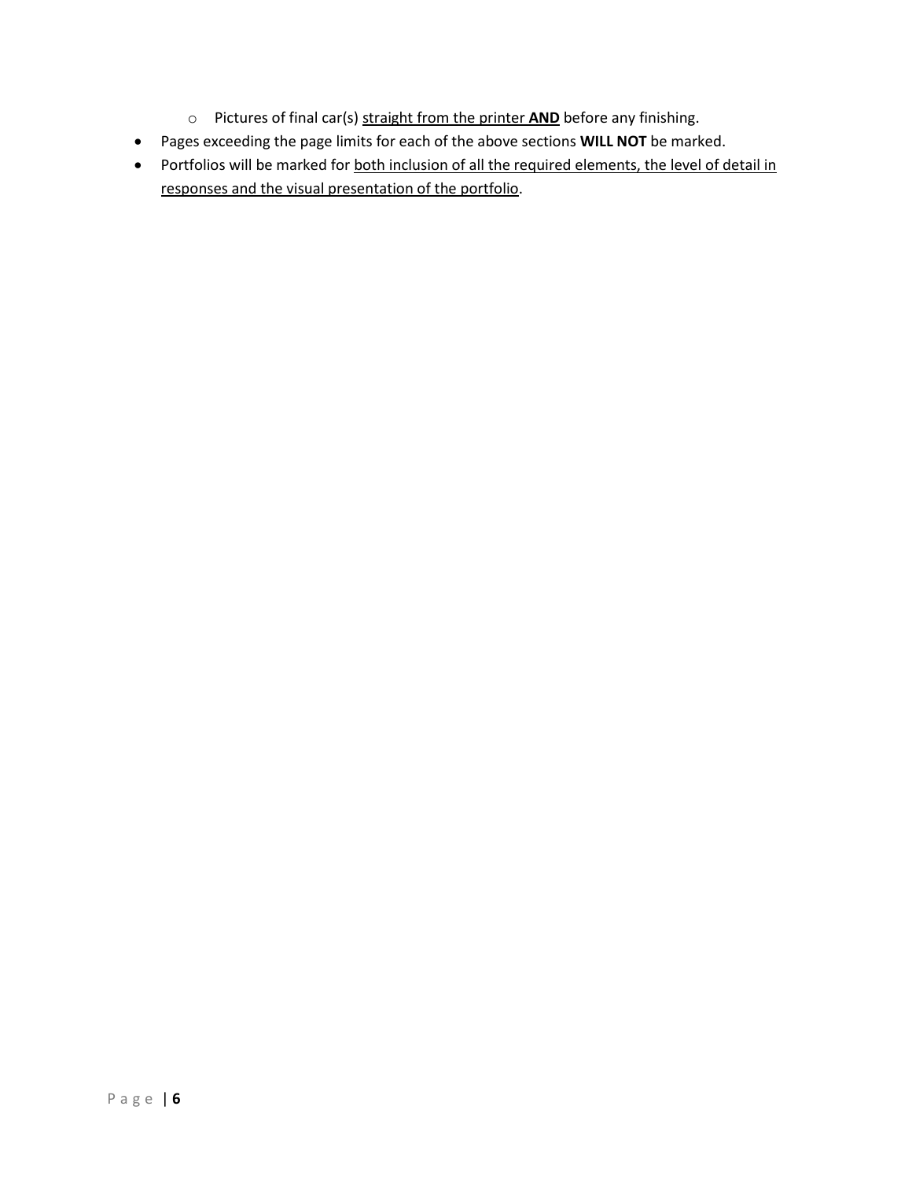- Pictures of final car(s) <u>straight from the printer **AND**</u> before any finishing.
- Pages exceeding the page limits for each of the above sections **WILL NOT** be marked.
- Portfolios will be marked for <u>both inclusion of all the required elements, the level of detail in responses and the visual presentation of the portfolio</u>.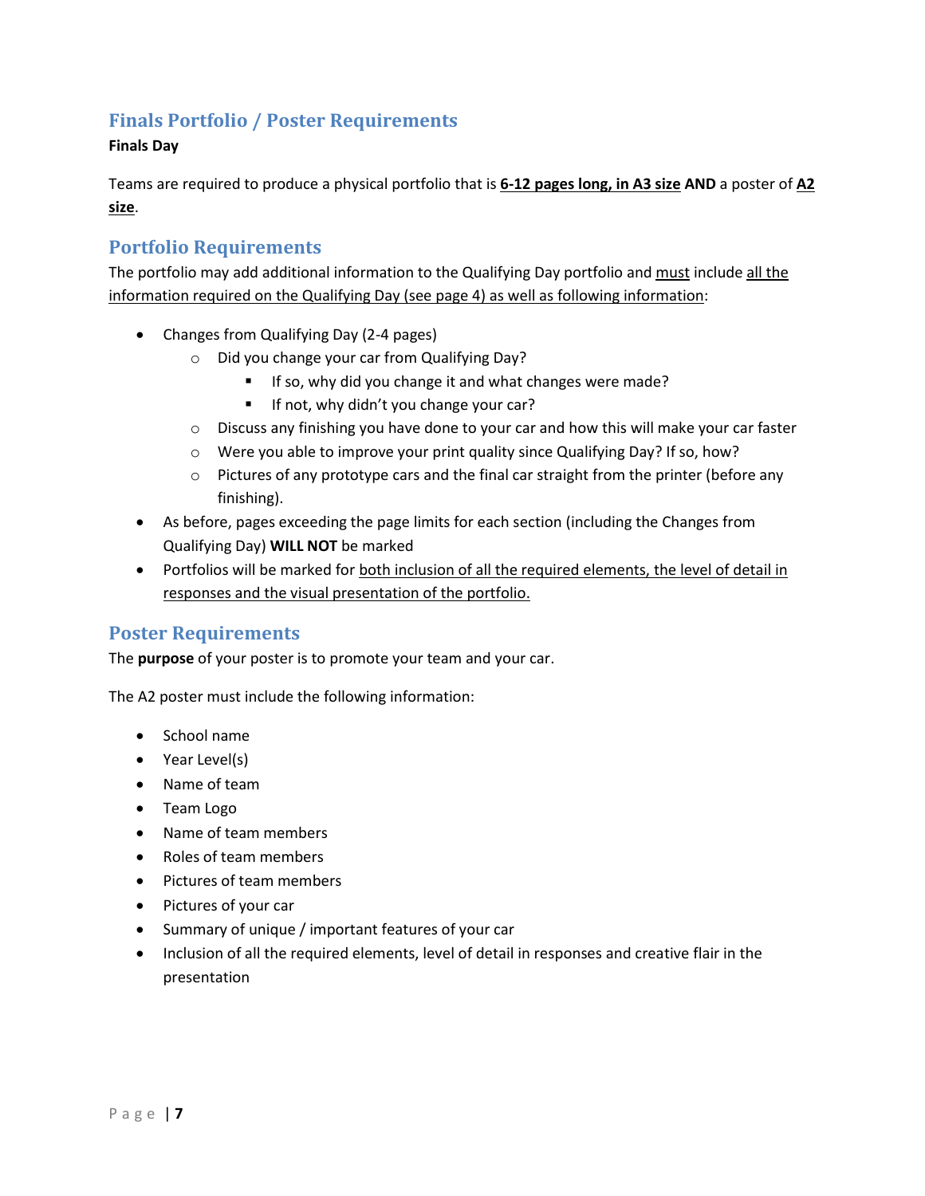## Finals Portfolio / Poster Requirements

**Finals Day**

Teams are required to produce a physical portfolio that is **6-12 pages long, in A3 size** **AND** a poster of **A2 size**.

## Portfolio Requirements

The portfolio may add additional information to the Qualifying Day portfolio and must include all the information required on the Qualifying Day (see page 4) as well as following information:

- Changes from Qualifying Day (2-4 pages)
  - Did you change your car from Qualifying Day?
    - If so, why did you change it and what changes were made?
    - If not, why didn't you change your car?
  - Discuss any finishing you have done to your car and how this will make your car faster
  - Were you able to improve your print quality since Qualifying Day? If so, how?
  - Pictures of any prototype cars and the final car straight from the printer (before any finishing).
- As before, pages exceeding the page limits for each section (including the Changes from Qualifying Day) **WILL NOT** be marked
- Portfolios will be marked for both inclusion of all the required elements, the level of detail in responses and the visual presentation of the portfolio.

## Poster Requirements

The **purpose** of your poster is to promote your team and your car.

The A2 poster must include the following information:

- School name
- Year Level(s)
- Name of team
- Team Logo
- Name of team members
- Roles of team members
- Pictures of team members
- Pictures of your car
- Summary of unique / important features of your car
- Inclusion of all the required elements, level of detail in responses and creative flair in the presentation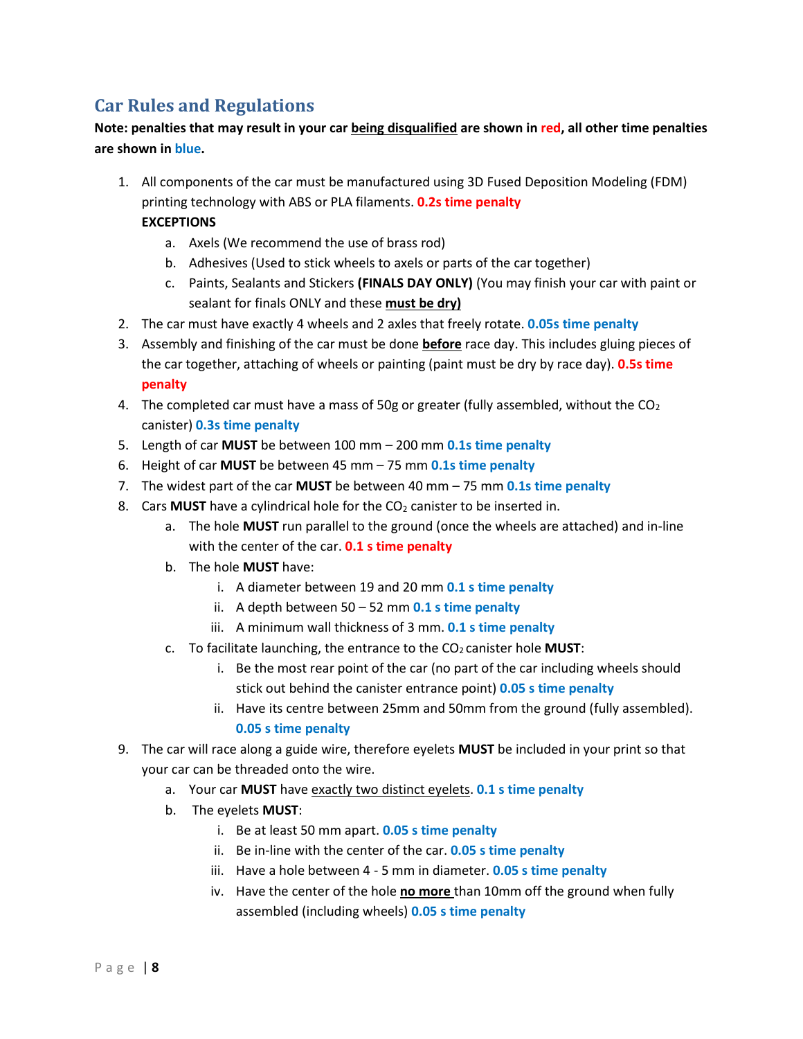## Car Rules and Regulations

**Note: penalties that may result in your car being disqualified are shown in red, all other time penalties are shown in blue.**

1. All components of the car must be manufactured using 3D Fused Deposition Modeling (FDM) printing technology with ABS or PLA filaments. **0.2s time penalty**
   **EXCEPTIONS**
   a. Axels (We recommend the use of brass rod)
   b. Adhesives (Used to stick wheels to axels or parts of the car together)
   c. Paints, Sealants and Stickers **(FINALS DAY ONLY)** (You may finish your car with paint or sealant for finals ONLY and these **must be dry)**
2. The car must have exactly 4 wheels and 2 axles that freely rotate. **0.05s time penalty**
3. Assembly and finishing of the car must be done **before** race day. This includes gluing pieces of the car together, attaching of wheels or painting (paint must be dry by race day). **0.5s time penalty**
4. The completed car must have a mass of 50g or greater (fully assembled, without the $CO_2$ canister) **0.3s time penalty**
5. Length of car **MUST** be between 100 mm – 200 mm **0.1s time penalty**
6. Height of car **MUST** be between 45 mm – 75 mm **0.1s time penalty**
7. The widest part of the car **MUST** be between 40 mm – 75 mm **0.1s time penalty**
8. Cars **MUST** have a cylindrical hole for the $CO_2$ canister to be inserted in.
   a. The hole **MUST** run parallel to the ground (once the wheels are attached) and in-line with the center of the car. **0.1 s time penalty**
   b. The hole **MUST** have:
      i. A diameter between 19 and 20 mm **0.1 s time penalty**
      ii. A depth between 50 – 52 mm **0.1 s time penalty**
      iii. A minimum wall thickness of 3 mm. **0.1 s time penalty**
   c. To facilitate launching, the entrance to the $CO_2$ canister hole **MUST**:
      i. Be the most rear point of the car (no part of the car including wheels should stick out behind the canister entrance point) **0.05 s time penalty**
      ii. Have its centre between 25mm and 50mm from the ground (fully assembled). **0.05 s time penalty**
9. The car will race along a guide wire, therefore eyelets **MUST** be included in your print so that your car can be threaded onto the wire.
   a. Your car **MUST** have exactly two distinct eyelets. **0.1 s time penalty**
   b. The eyelets **MUST**:
      i. Be at least 50 mm apart. **0.05 s time penalty**
      ii. Be in-line with the center of the car. **0.05 s time penalty**
      iii. Have a hole between 4 - 5 mm in diameter. **0.05 s time penalty**
      iv. Have the center of the hole **no more** than 10mm off the ground when fully assembled (including wheels) **0.05 s time penalty**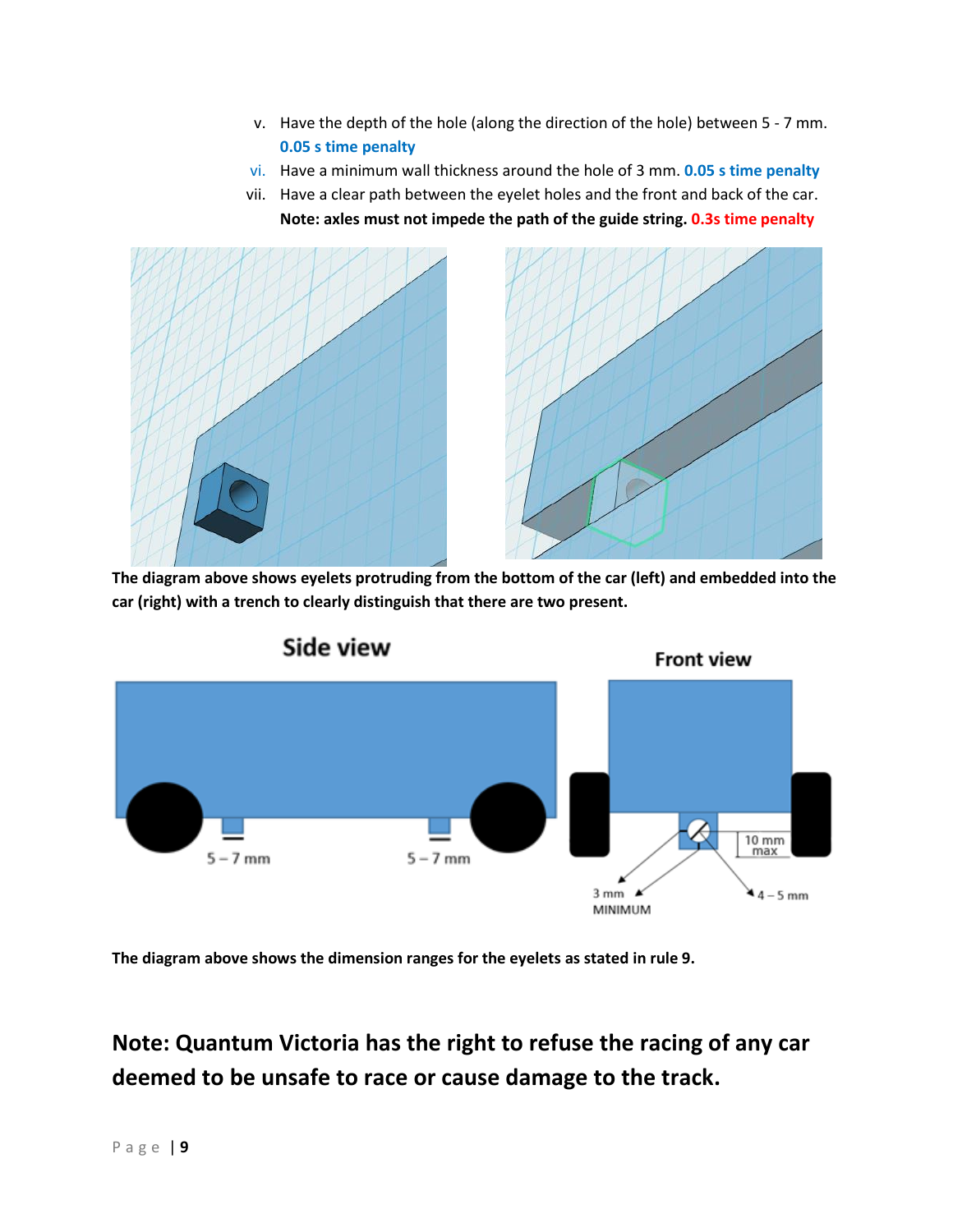v. Have the depth of the hole (along the direction of the hole) between 5 - 7 mm. **0.05 s time penalty**

vi. Have a minimum wall thickness around the hole of 3 mm. **0.05 s time penalty**

vii. Have a clear path between the eyelet holes and the front and back of the car. **Note: axles must not impede the path of the guide string. 0.3s time penalty**

**The diagram above shows eyelets protruding from the bottom of the car (left) and embedded into the car (right) with a trench to clearly distinguish that there are two present.**

**The diagram above shows the dimension ranges for the eyelets as stated in rule 9.**

## Note: Quantum Victoria has the right to refuse the racing of any car deemed to be unsafe to race or cause damage to the track.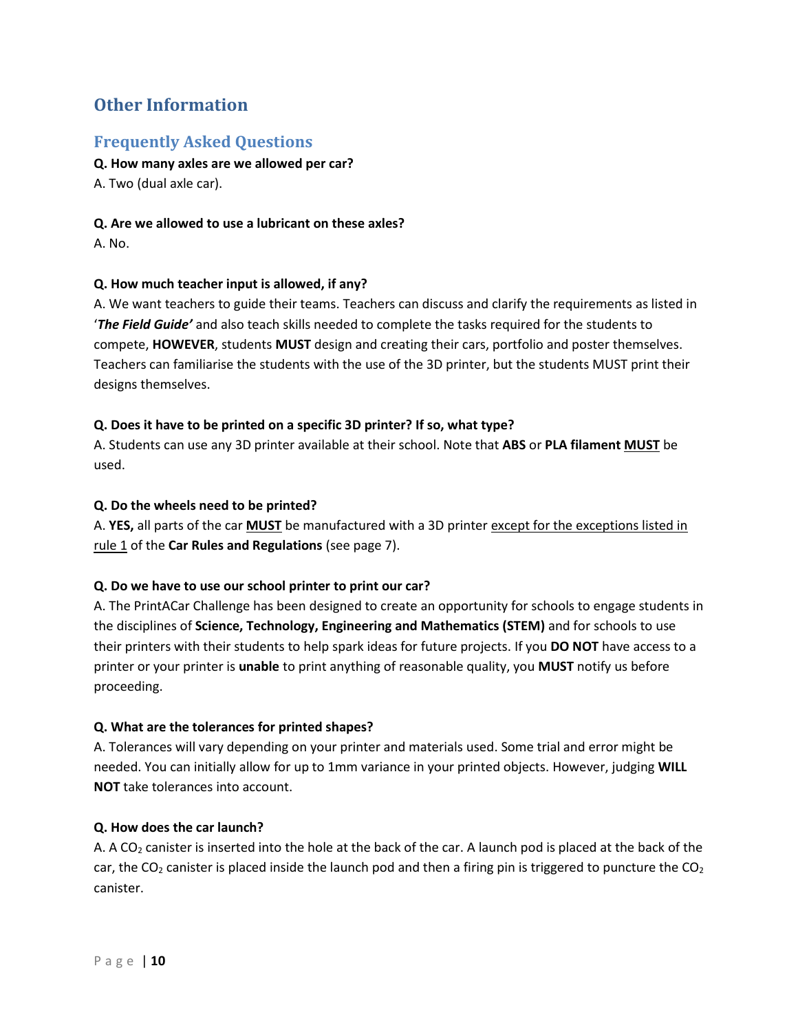## Other Information

### Frequently Asked Questions

**Q. How many axles are we allowed per car?**

A. Two (dual axle car).

**Q. Are we allowed to use a lubricant on these axles?**

A. No.

**Q. How much teacher input is allowed, if any?**

A. We want teachers to guide their teams. Teachers can discuss and clarify the requirements as listed in '***The Field Guide'*** and also teach skills needed to complete the tasks required for the students to compete, **HOWEVER**, students **MUST** design and creating their cars, portfolio and poster themselves. Teachers can familiarise the students with the use of the 3D printer, but the students MUST print their designs themselves.

**Q. Does it have to be printed on a specific 3D printer? If so, what type?**

A. Students can use any 3D printer available at their school. Note that **ABS** or **PLA filament** **MUST** be used.

**Q. Do the wheels need to be printed?**

A. **YES,** all parts of the car **MUST** be manufactured with a 3D printer except for the exceptions listed in rule 1 of the **Car Rules and Regulations** (see page 7).

**Q. Do we have to use our school printer to print our car?**

A. The PrintACar Challenge has been designed to create an opportunity for schools to engage students in the disciplines of **Science, Technology, Engineering and Mathematics (STEM)** and for schools to use their printers with their students to help spark ideas for future projects. If you **DO NOT** have access to a printer or your printer is **unable** to print anything of reasonable quality, you **MUST** notify us before proceeding.

**Q. What are the tolerances for printed shapes?**

A. Tolerances will vary depending on your printer and materials used. Some trial and error might be needed. You can initially allow for up to 1mm variance in your printed objects. However, judging **WILL NOT** take tolerances into account.

**Q. How does the car launch?**

A. A $CO_2$ canister is inserted into the hole at the back of the car. A launch pod is placed at the back of the car, the $CO_2$ canister is placed inside the launch pod and then a firing pin is triggered to puncture the $CO_2$ canister.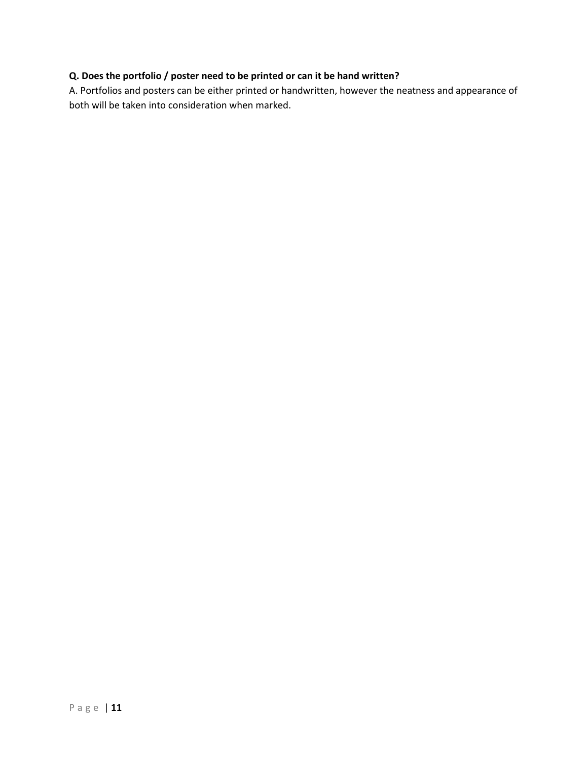**Q. Does the portfolio / poster need to be printed or can it be hand written?**

A. Portfolios and posters can be either printed or handwritten, however the neatness and appearance of both will be taken into consideration when marked.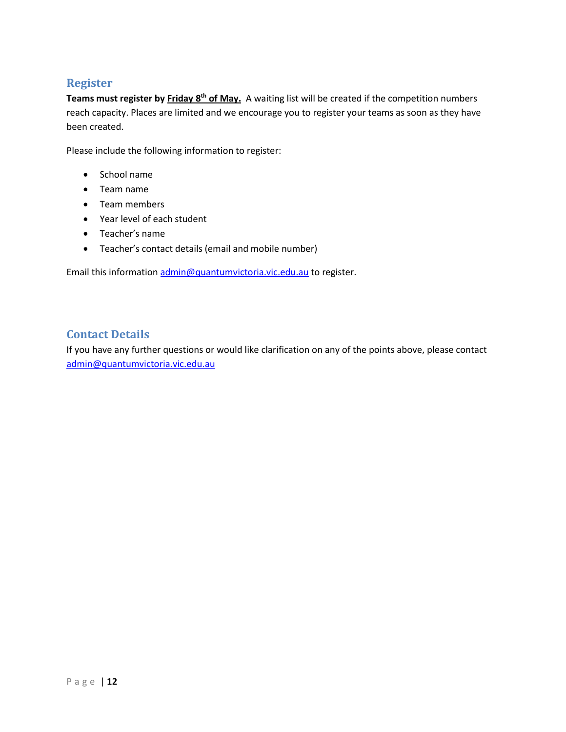## Register

**Teams must register by <u>Friday 8th of May.</u>** A waiting list will be created if the competition numbers reach capacity. Places are limited and we encourage you to register your teams as soon as they have been created.

Please include the following information to register:

- School name
- Team name
- Team members
- Year level of each student
- Teacher's name
- Teacher's contact details (email and mobile number)

Email this information admin@quantumvictoria.vic.edu.au to register.

## Contact Details

If you have any further questions or would like clarification on any of the points above, please contact admin@quantumvictoria.vic.edu.au